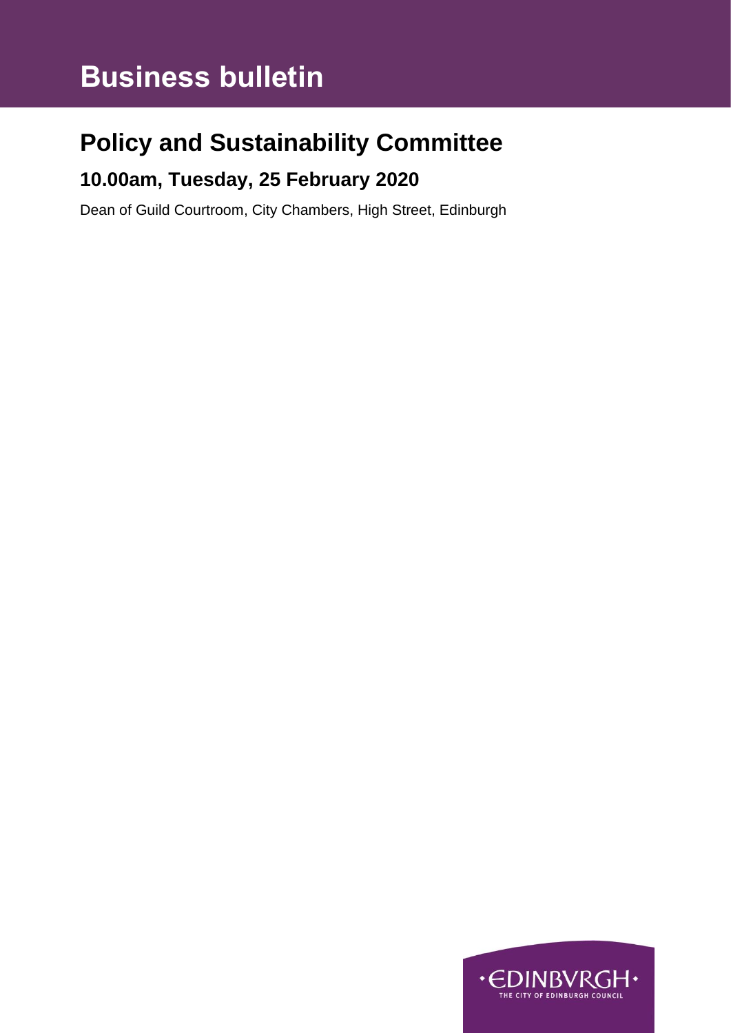# Business bulletin

## Policy and Sustainability Committee

### 10.00am, Tuesday, 25 February 2020

Dean of Guild Courtroom, City Chambers, High Street, Edinburgh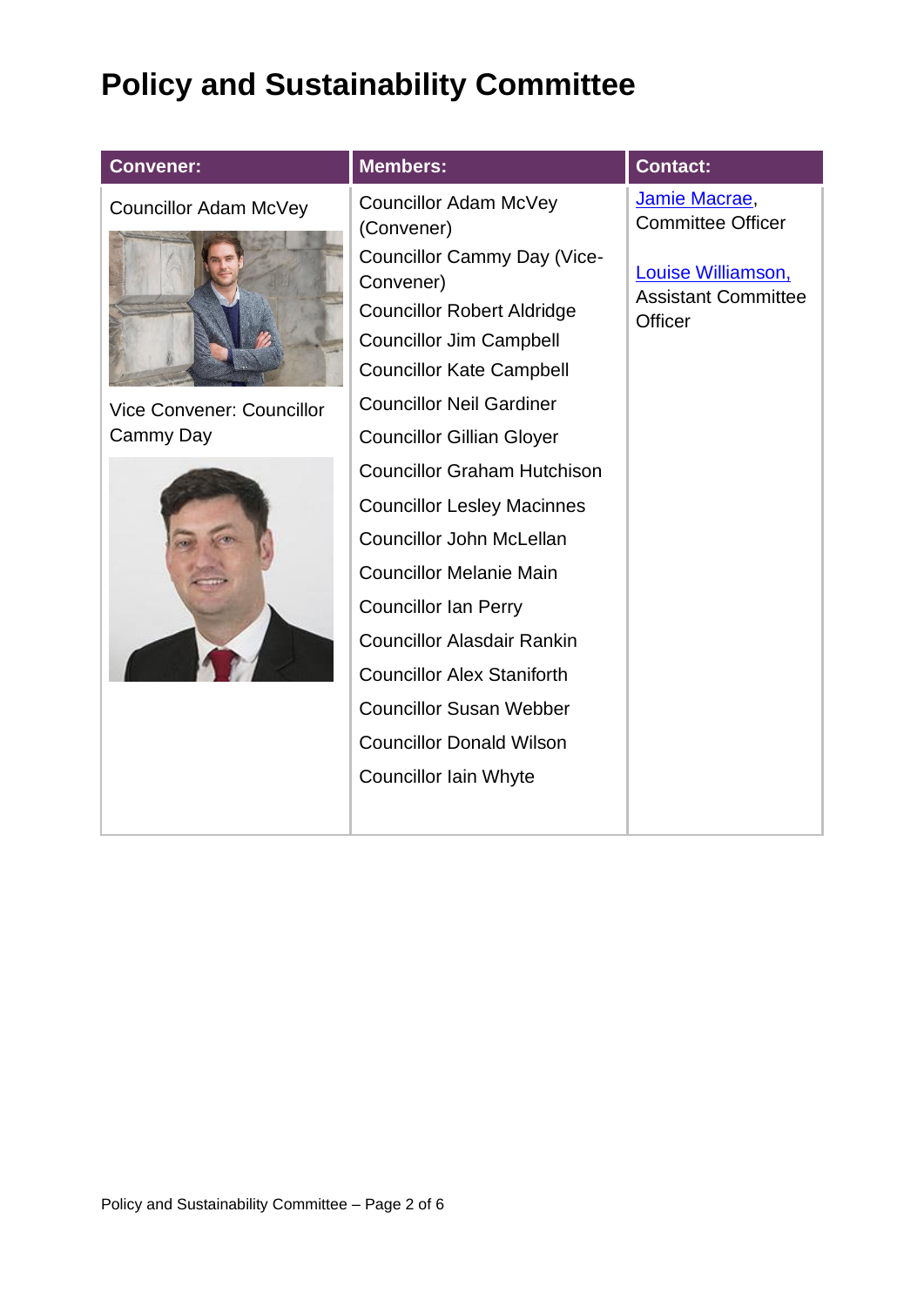# Policy and Sustainability Committee

| Convener: | Members: | Contact: |
| --- | --- | --- |
| Councillor Adam McVey<br><br>Vice Convener: Councillor Cammy Day | Councillor Adam McVey (Convener)<br>Councillor Cammy Day (Vice-Convener)<br>Councillor Robert Aldridge<br>Councillor Jim Campbell<br>Councillor Kate Campbell<br>Councillor Neil Gardiner<br>Councillor Gillian Gloyer<br>Councillor Graham Hutchison<br>Councillor Lesley Macinnes<br>Councillor John McLellan<br>Councillor Melanie Main<br>Councillor Ian Perry<br>Councillor Alasdair Rankin<br>Councillor Alex Staniforth<br>Councillor Susan Webber<br>Councillor Donald Wilson<br>Councillor Iain Whyte | Jamie Macrae, Committee Officer<br><br>Louise Williamson, Assistant Committee Officer |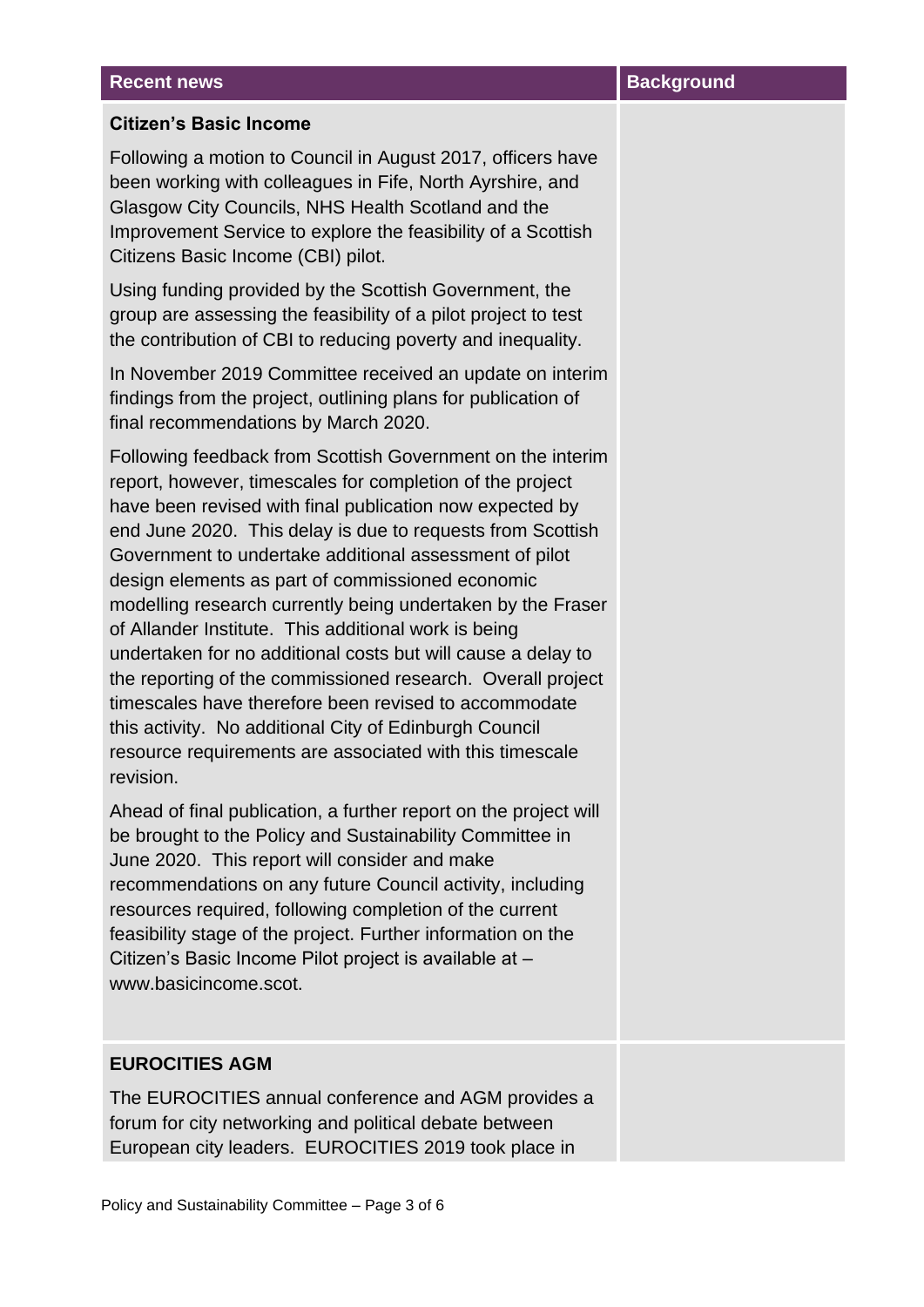| Recent news | Background |
|---|---|
| **Citizen's Basic Income**<br><br>Following a motion to Council in August 2017, officers have been working with colleagues in Fife, North Ayrshire, and Glasgow City Councils, NHS Health Scotland and the Improvement Service to explore the feasibility of a Scottish Citizens Basic Income (CBI) pilot.<br><br>Using funding provided by the Scottish Government, the group are assessing the feasibility of a pilot project to test the contribution of CBI to reducing poverty and inequality.<br><br>In November 2019 Committee received an update on interim findings from the project, outlining plans for publication of final recommendations by March 2020.<br><br>Following feedback from Scottish Government on the interim report, however, timescales for completion of the project have been revised with final publication now expected by end June 2020. This delay is due to requests from Scottish Government to undertake additional assessment of pilot design elements as part of commissioned economic modelling research currently being undertaken by the Fraser of Allander Institute. This additional work is being undertaken for no additional costs but will cause a delay to the reporting of the commissioned research. Overall project timescales have therefore been revised to accommodate this activity. No additional City of Edinburgh Council resource requirements are associated with this timescale revision.<br><br>Ahead of final publication, a further report on the project will be brought to the Policy and Sustainability Committee in June 2020. This report will consider and make recommendations on any future Council activity, including resources required, following completion of the current feasibility stage of the project. Further information on the Citizen's Basic Income Pilot project is available at – www.basicincome.scot. | |
| **EUROCITIES AGM**<br><br>The EUROCITIES annual conference and AGM provides a forum for city networking and political debate between European city leaders. EUROCITIES 2019 took place in | |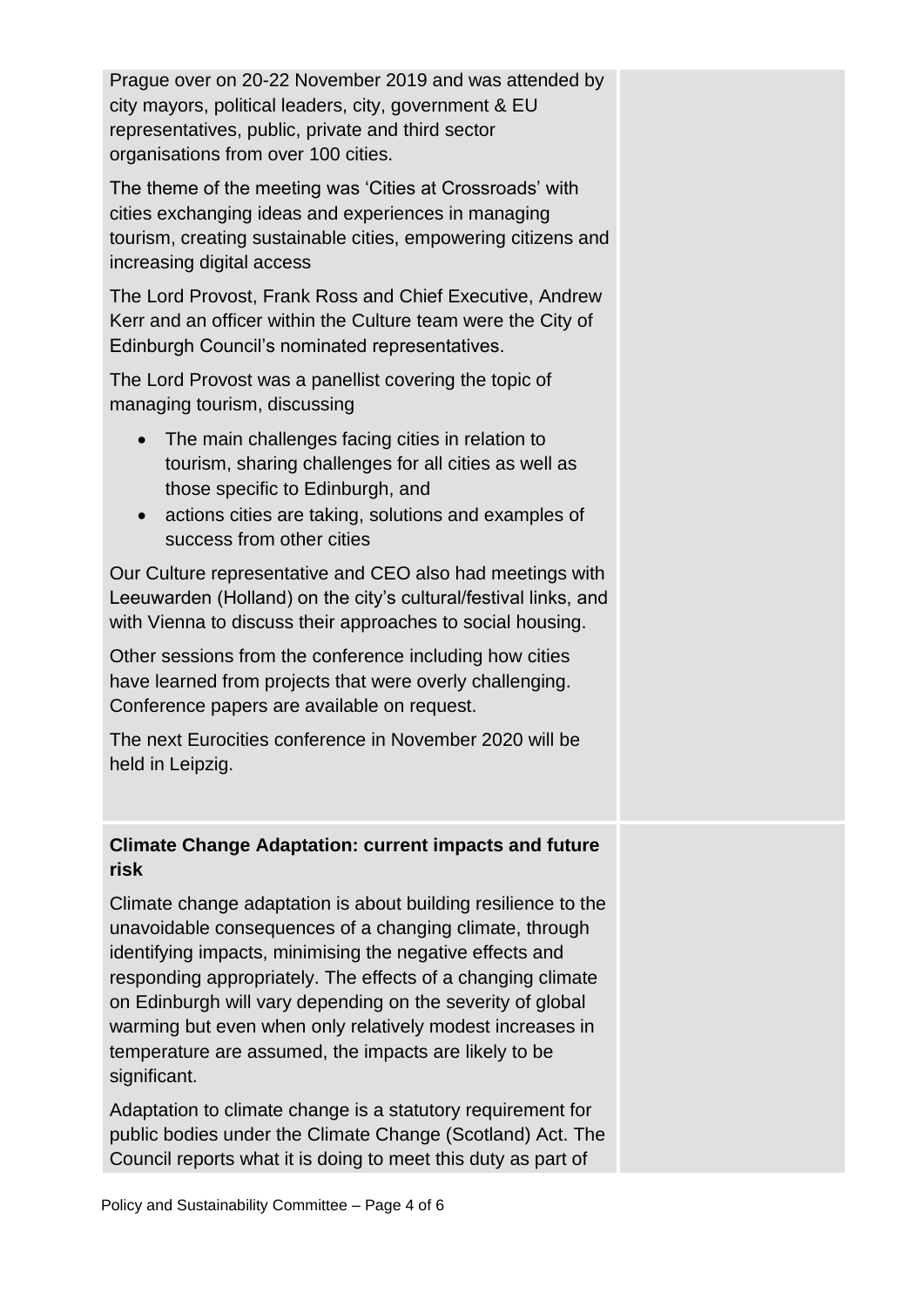Prague over on 20-22 November 2019 and was attended by city mayors, political leaders, city, government & EU representatives, public, private and third sector organisations from over 100 cities.

The theme of the meeting was 'Cities at Crossroads' with cities exchanging ideas and experiences in managing tourism, creating sustainable cities, empowering citizens and increasing digital access

The Lord Provost, Frank Ross and Chief Executive, Andrew Kerr and an officer within the Culture team were the City of Edinburgh Council's nominated representatives.

The Lord Provost was a panellist covering the topic of managing tourism, discussing

- The main challenges facing cities in relation to tourism, sharing challenges for all cities as well as those specific to Edinburgh, and
- actions cities are taking, solutions and examples of success from other cities

Our Culture representative and CEO also had meetings with Leeuwarden (Holland) on the city's cultural/festival links, and with Vienna to discuss their approaches to social housing.

Other sessions from the conference including how cities have learned from projects that were overly challenging. Conference papers are available on request.

The next Eurocities conference in November 2020 will be held in Leipzig.

**Climate Change Adaptation: current impacts and future risk**

Climate change adaptation is about building resilience to the unavoidable consequences of a changing climate, through identifying impacts, minimising the negative effects and responding appropriately. The effects of a changing climate on Edinburgh will vary depending on the severity of global warming but even when only relatively modest increases in temperature are assumed, the impacts are likely to be significant.

Adaptation to climate change is a statutory requirement for public bodies under the Climate Change (Scotland) Act. The Council reports what it is doing to meet this duty as part of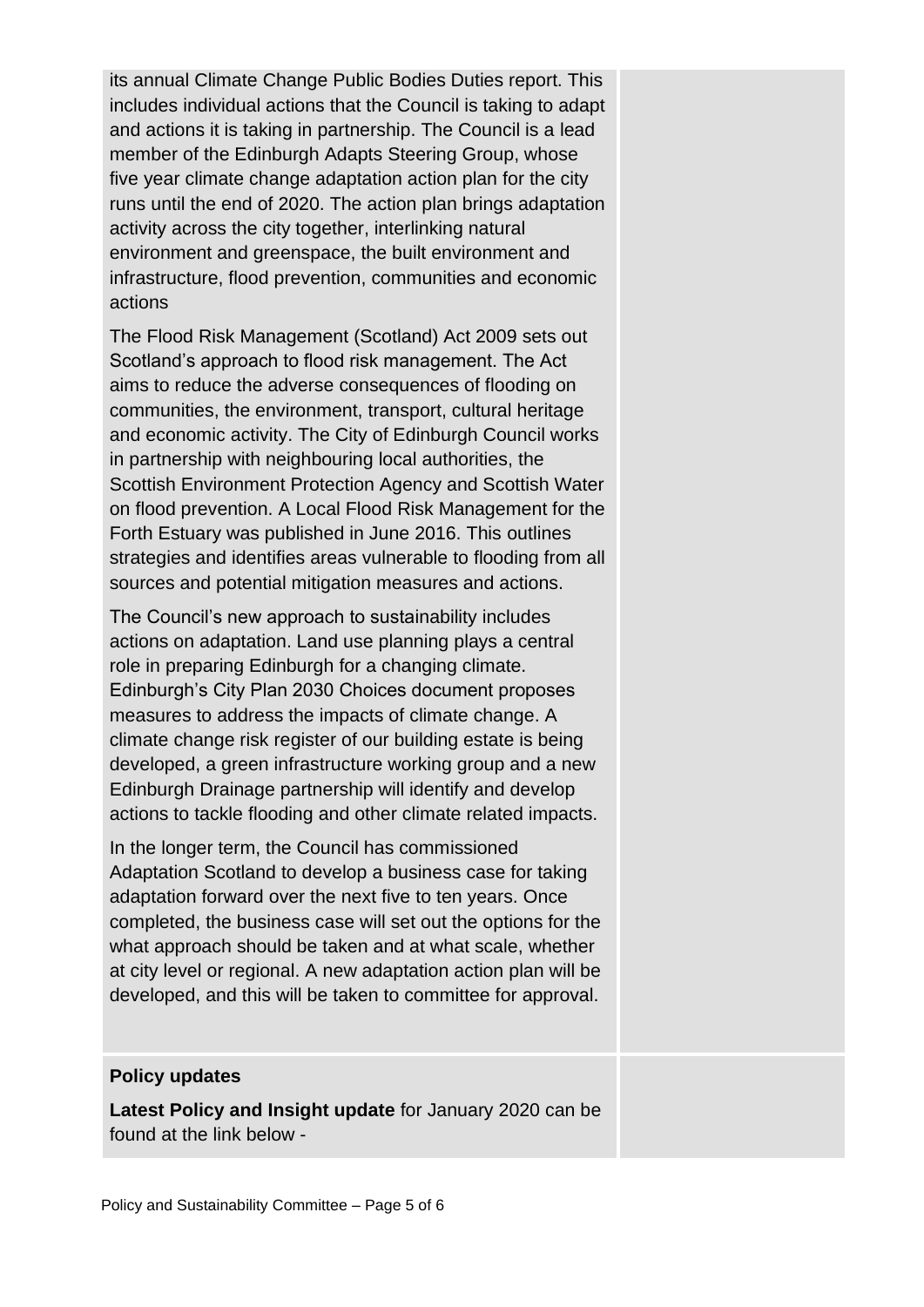its annual Climate Change Public Bodies Duties report. This includes individual actions that the Council is taking to adapt and actions it is taking in partnership. The Council is a lead member of the Edinburgh Adapts Steering Group, whose five year climate change adaptation action plan for the city runs until the end of 2020. The action plan brings adaptation activity across the city together, interlinking natural environment and greenspace, the built environment and infrastructure, flood prevention, communities and economic actions

The Flood Risk Management (Scotland) Act 2009 sets out Scotland's approach to flood risk management. The Act aims to reduce the adverse consequences of flooding on communities, the environment, transport, cultural heritage and economic activity. The City of Edinburgh Council works in partnership with neighbouring local authorities, the Scottish Environment Protection Agency and Scottish Water on flood prevention. A Local Flood Risk Management for the Forth Estuary was published in June 2016. This outlines strategies and identifies areas vulnerable to flooding from all sources and potential mitigation measures and actions.

The Council's new approach to sustainability includes actions on adaptation. Land use planning plays a central role in preparing Edinburgh for a changing climate. Edinburgh's City Plan 2030 Choices document proposes measures to address the impacts of climate change. A climate change risk register of our building estate is being developed, a green infrastructure working group and a new Edinburgh Drainage partnership will identify and develop actions to tackle flooding and other climate related impacts.

In the longer term, the Council has commissioned Adaptation Scotland to develop a business case for taking adaptation forward over the next five to ten years. Once completed, the business case will set out the options for the what approach should be taken and at what scale, whether at city level or regional. A new adaptation action plan will be developed, and this will be taken to committee for approval.

**Policy updates**

**Latest Policy and Insight update** for January 2020 can be found at the link below -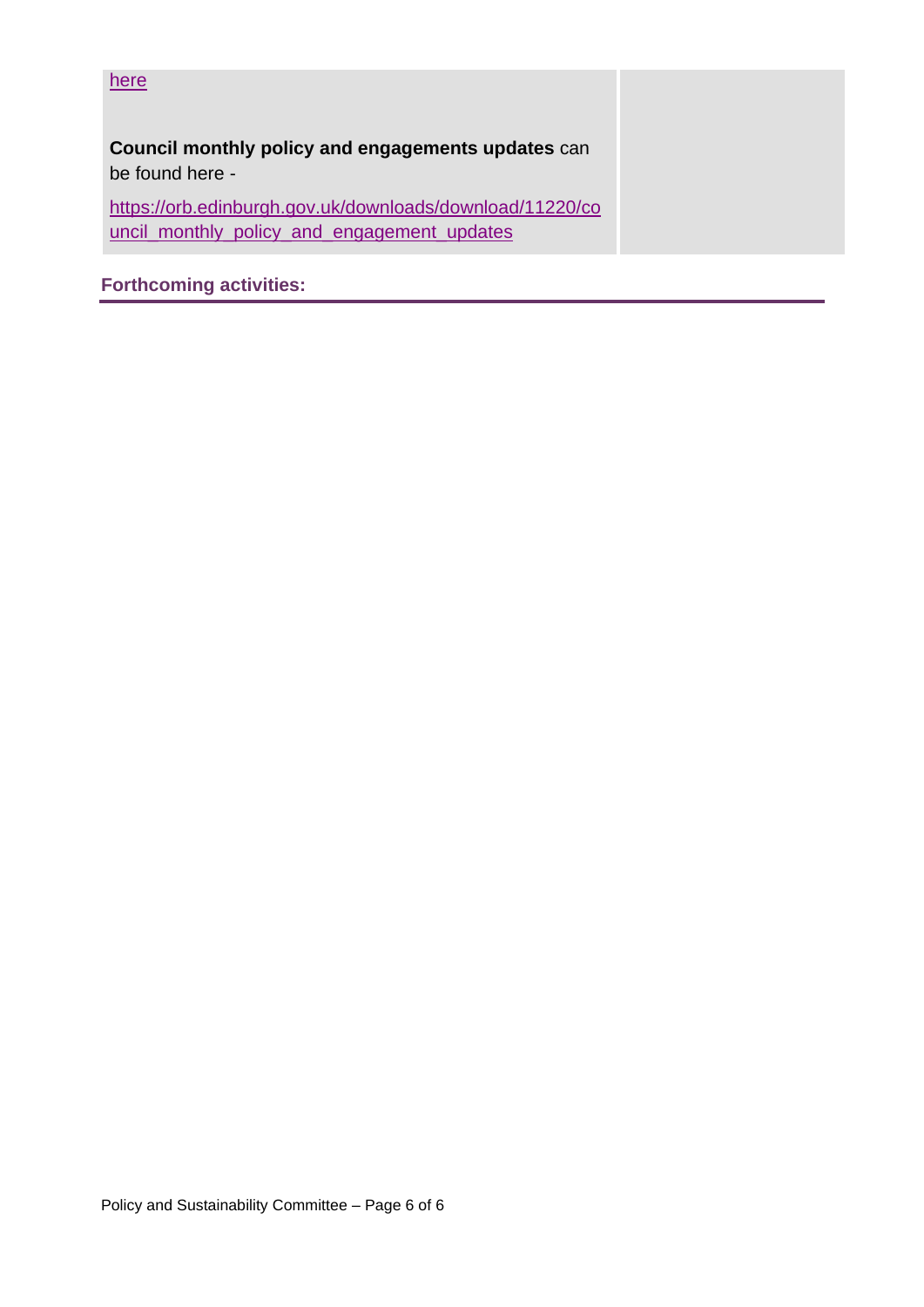| | |
|---|---|
| here<br><br>**Council monthly policy and engagements updates** can be found here -<br><br>https://orb.edinburgh.gov.uk/downloads/download/11220/council_monthly_policy_and_engagement_updates | |

## Forthcoming activities: